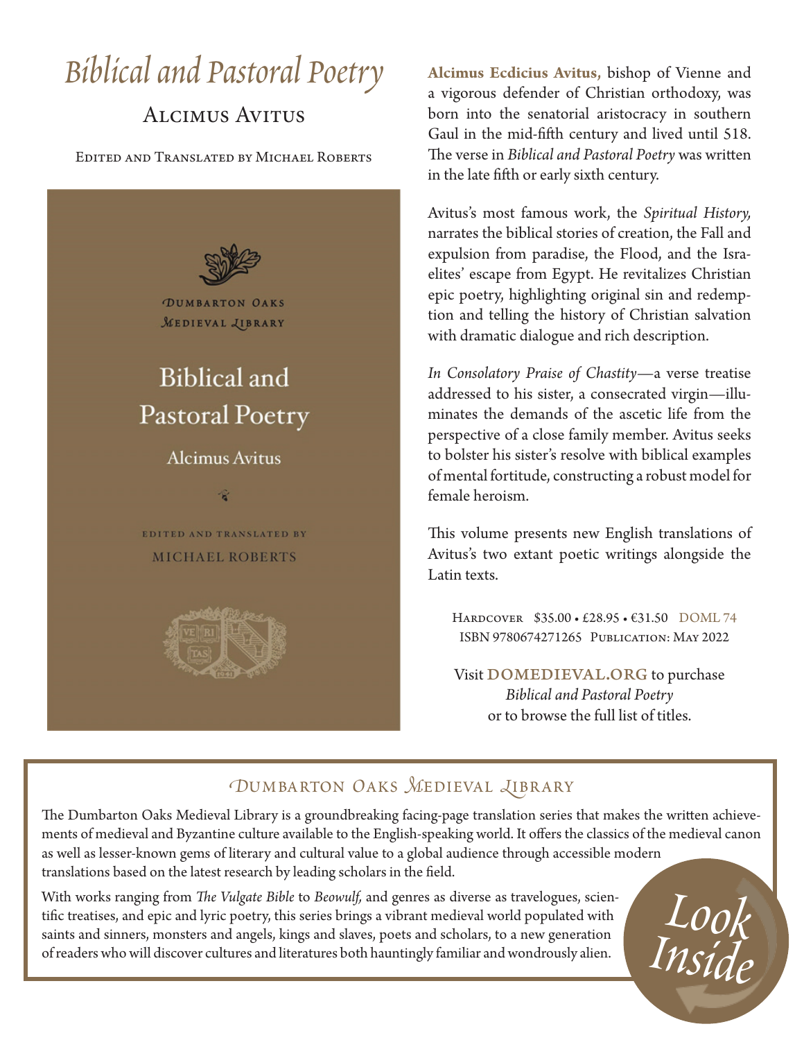# *Biblical and Pastoral Poetry*

## Alcimus Avitus

Edited and Translated by Michael Roberts

Dumbarton Oaks Medieval Library

Biblical and Pastoral Poetry

Alcimus Avitus

Edited and translated by Michael Roberts

**Alcimus Ecdicius Avitus,** bishop of Vienne and a vigorous defender of Christian orthodoxy, was born into the senatorial aristocracy in southern Gaul in the mid-fifth century and lived until 518. The verse in *Biblical and Pastoral Poetry* was written in the late fifth or early sixth century.

Avitus's most famous work, the *Spiritual History,* narrates the biblical stories of creation, the Fall and expulsion from paradise, the Flood, and the Israelites' escape from Egypt. He revitalizes Christian epic poetry, highlighting original sin and redemption and telling the history of Christian salvation with dramatic dialogue and rich description.

*In Consolatory Praise of Chastity*—a verse treatise addressed to his sister, a consecrated virgin—illuminates the demands of the ascetic life from the perspective of a close family member. Avitus seeks to bolster his sister's resolve with biblical examples of mental fortitude, constructing a robust model for female heroism.

This volume presents new English translations of Avitus's two extant poetic writings alongside the Latin texts.

Hardcover $35.00 • £28.95 • €31.50 DOML 74
ISBN 9780674271265 Publication: May 2022

Visit **DOMEDIEVAL.ORG** to purchase *Biblical and Pastoral Poetry* or to browse the full list of titles.

## Dumbarton Oaks Medieval Library

The Dumbarton Oaks Medieval Library is a groundbreaking facing-page translation series that makes the written achievements of medieval and Byzantine culture available to the English-speaking world. It offers the classics of the medieval canon as well as lesser-known gems of literary and cultural value to a global audience through accessible modern translations based on the latest research by leading scholars in the field.

With works ranging from *The Vulgate Bible* to *Beowulf,* and genres as diverse as travelogues, scientific treatises, and epic and lyric poetry, this series brings a vibrant medieval world populated with saints and sinners, monsters and angels, kings and slaves, poets and scholars, to a new generation of readers who will discover cultures and literatures both hauntingly familiar and wondrously alien.

*Look Inside*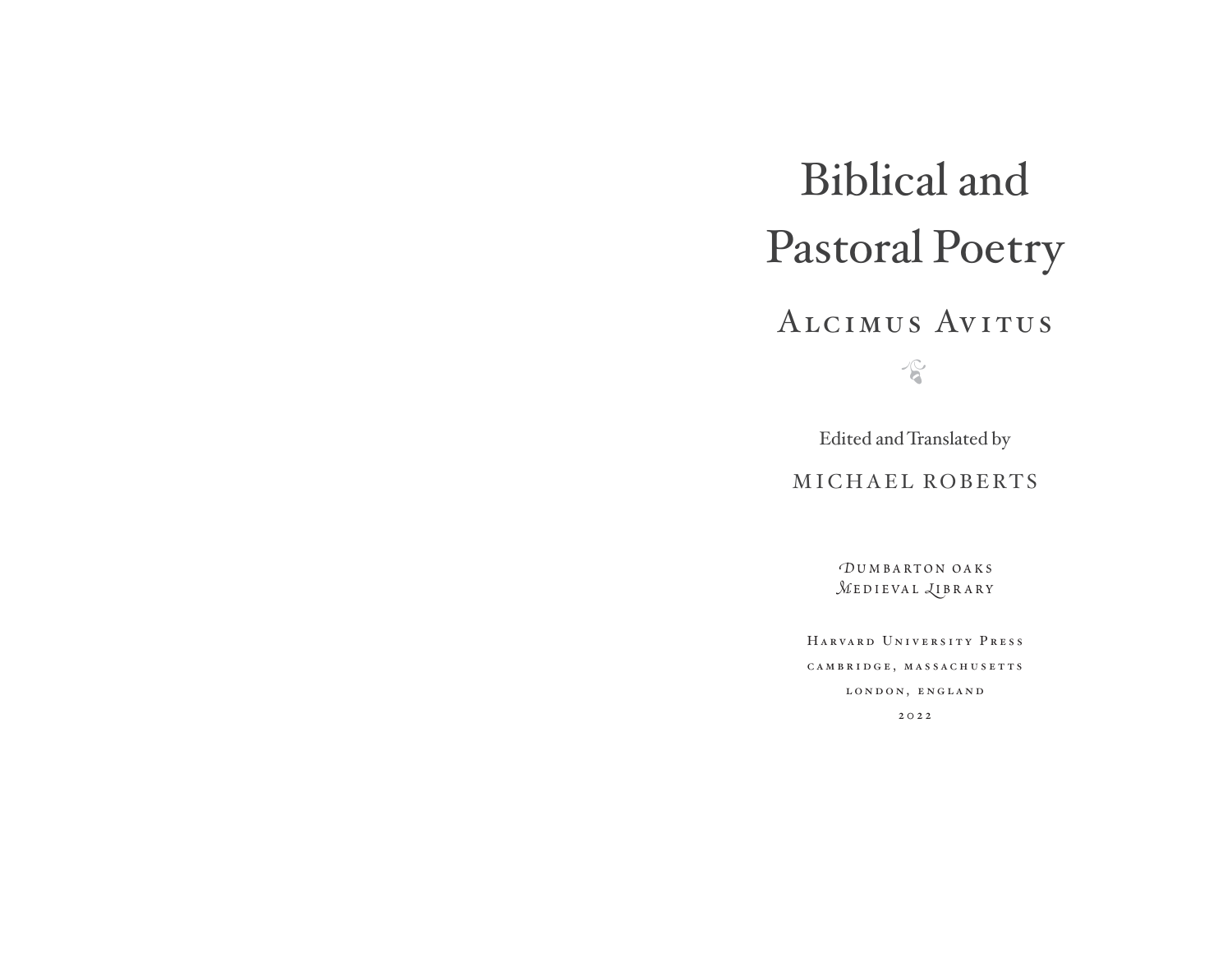# Biblical and Pastoral Poetry

## Alcimus Avitus

Edited and Translated by

MICHAEL ROBERTS

DUMBARTON OAKS MEDIEVAL LIBRARY

HARVARD UNIVERSITY PRESS
CAMBRIDGE, MASSACHUSETTS
LONDON, ENGLAND
2022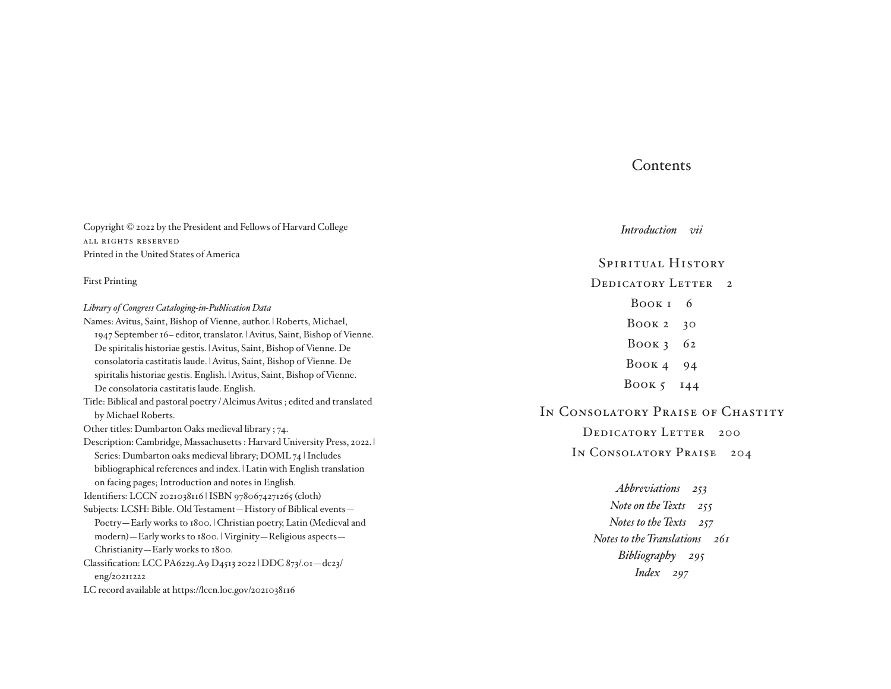Copyright © 2022 by the President and Fellows of Harvard College
ALL RIGHTS RESERVED
Printed in the United States of America

First Printing

*Library of Congress Cataloging-in-Publication Data*
Names: Avitus, Saint, Bishop of Vienne, author. | Roberts, Michael, 1947 September 16– editor, translator. | Avitus, Saint, Bishop of Vienne. De spiritalis historiae gestis. | Avitus, Saint, Bishop of Vienne. De consolatoria castitatis laude. | Avitus, Saint, Bishop of Vienne. De spiritalis historiae gestis. English. | Avitus, Saint, Bishop of Vienne. De consolatoria castitatis laude. English.
Title: Biblical and pastoral poetry / Alcimus Avitus ; edited and translated by Michael Roberts.
Other titles: Dumbarton Oaks medieval library ; 74.
Description: Cambridge, Massachusetts : Harvard University Press, 2022. | Series: Dumbarton oaks medieval library; DOML 74 | Includes bibliographical references and index. | Latin with English translation on facing pages; Introduction and notes in English.
Identifiers: LCCN 2021038116 | ISBN 9780674271265 (cloth)
Subjects: LCSH: Bible. Old Testament—History of Biblical events—Poetry—Early works to 1800. | Christian poetry, Latin (Medieval and modern)—Early works to 1800. | Virginity—Religious aspects—Christianity—Early works to 1800.
Classification: LCC PA6229.A9 D4513 2022 | DDC 873/.01—dc23/eng/20211222
LC record available at https://lccn.loc.gov/2021038116

# Contents

*Introduction vii*

SPIRITUAL HISTORY
DEDICATORY LETTER 2
BOOK 1 6
BOOK 2 30
BOOK 3 62
BOOK 4 94
BOOK 5 144

IN CONSOLATORY PRAISE OF CHASTITY
DEDICATORY LETTER 200
IN CONSOLATORY PRAISE 204

*Abbreviations 253*
*Note on the Texts 255*
*Notes to the Texts 257*
*Notes to the Translations 261*
*Bibliography 295*
*Index 297*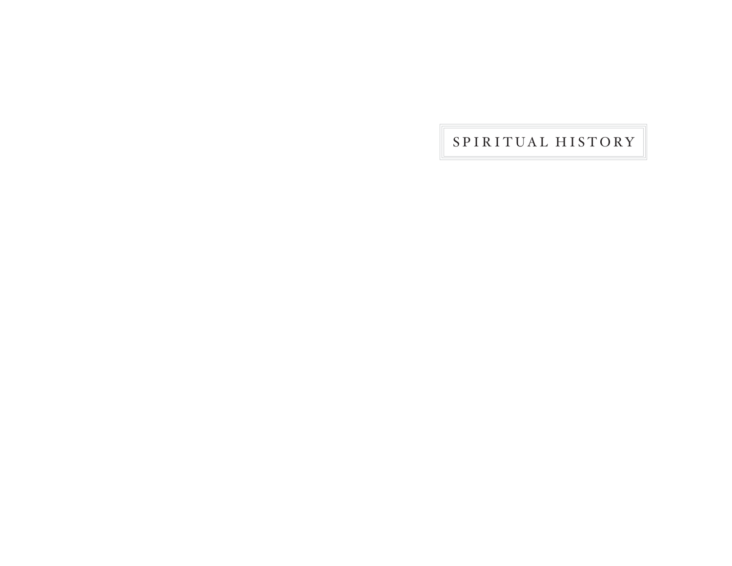# SPIRITUAL HISTORY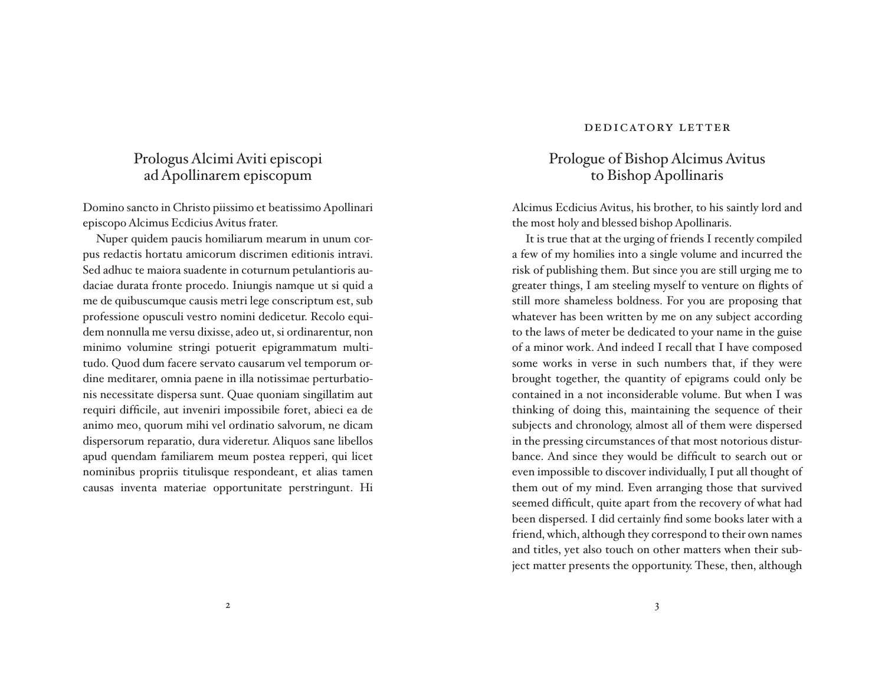## Prologus Alcimi Aviti episcopi ad Apollinarem episcopum

Domino sancto in Christo piissimo et beatissimo Apollinari episcopo Alcimus Ecdicius Avitus frater.

Nuper quidem paucis homiliarum mearum in unum corpus redactis hortatu amicorum discrimen editionis intravi. Sed adhuc te maiora suadente in coturnum petulantioris audaciae durata fronte procedo. Iniungis namque ut si quid a me de quibuscumque causis metri lege conscriptum est, sub professione opusculi vestro nomini dedicetur. Recolo equidem nonnulla me versu dixisse, adeo ut, si ordinarentur, non minimo volumine stringi potuerit epigrammatum multitudo. Quod dum facere servato causarum vel temporum ordine meditarer, omnia paene in illa notissimae perturbationis necessitate dispersa sunt. Quae quoniam singillatim aut requiri difficile, aut inveniri impossibile foret, abieci ea de animo meo, quorum mihi vel ordinatio salvorum, ne dicam dispersorum reparatio, dura videretur. Aliquos sane libellos apud quendam familiarem meum postea repperi, qui licet nominibus propriis titulisque respondeant, et alias tamen causas inventa materiae opportunitate perstringunt. Hi

## Prologue of Bishop Alcimus Avitus to Bishop Apollinaris

Alcimus Ecdicius Avitus, his brother, to his saintly lord and the most holy and blessed bishop Apollinaris.

It is true that at the urging of friends I recently compiled a few of my homilies into a single volume and incurred the risk of publishing them. But since you are still urging me to greater things, I am steeling myself to venture on flights of still more shameless boldness. For you are proposing that whatever has been written by me on any subject according to the laws of meter be dedicated to your name in the guise of a minor work. And indeed I recall that I have composed some works in verse in such numbers that, if they were brought together, the quantity of epigrams could only be contained in a not inconsiderable volume. But when I was thinking of doing this, maintaining the sequence of their subjects and chronology, almost all of them were dispersed in the pressing circumstances of that most notorious disturbance. And since they would be difficult to search out or even impossible to discover individually, I put all thought of them out of my mind. Even arranging those that survived seemed difficult, quite apart from the recovery of what had been dispersed. I did certainly find some books later with a friend, which, although they correspond to their own names and titles, yet also touch on other matters when their subject matter presents the opportunity. These, then, although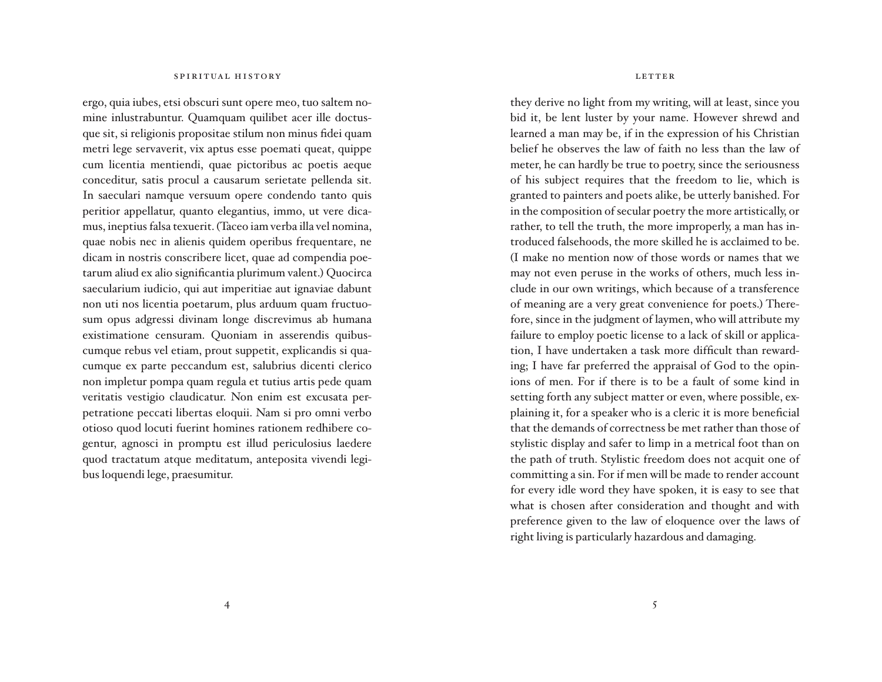ergo, quia iubes, etsi obscuri sunt opere meo, tuo saltem nomine inlustrabuntur. Quamquam quilibet acer ille doctusque sit, si religionis propositae stilum non minus fidei quam metri lege servaverit, vix aptus esse poemati queat, quippe cum licentia mentiendi, quae pictoribus ac poetis aeque conceditur, satis procul a causarum serietate pellenda sit. In saeculari namque versuum opere condendo tanto quis peritior appellatur, quanto elegantius, immo, ut vere dicamus, ineptius falsa texuerit. (Taceo iam verba illa vel nomina, quae nobis nec in alienis quidem operibus frequentare, ne dicam in nostris conscribere licet, quae ad compendia poetarum aliud ex alio significantia plurimum valent.) Quocirca saecularium iudicio, qui aut imperitiae aut ignaviae dabunt non uti nos licentia poetarum, plus arduum quam fructuosum opus adgressi divinam longe discrevimus ab humana existimatione censuram. Quoniam in asserendis quibuscumque rebus vel etiam, prout suppetit, explicandis si quacumque ex parte peccandum est, salubrius dicenti clerico non impletur pompa quam regula et tutius artis pede quam veritatis vestigio claudicatur. Non enim est excusata perpetratione peccati libertas eloquii. Nam si pro omni verbo otioso quod locuti fuerint homines rationem redhibere cogentur, agnosci in promptu est illud periculosius laedere quod tractatum atque meditatum, anteposita vivendi legibus loquendi lege, praesumitur.

they derive no light from my writing, will at least, since you bid it, be lent luster by your name. However shrewd and learned a man may be, if in the expression of his Christian belief he observes the law of faith no less than the law of meter, he can hardly be true to poetry, since the seriousness of his subject requires that the freedom to lie, which is granted to painters and poets alike, be utterly banished. For in the composition of secular poetry the more artistically, or rather, to tell the truth, the more improperly, a man has introduced falsehoods, the more skilled he is acclaimed to be. (I make no mention now of those words or names that we may not even peruse in the works of others, much less include in our own writings, which because of a transference of meaning are a very great convenience for poets.) Therefore, since in the judgment of laymen, who will attribute my failure to employ poetic license to a lack of skill or application, I have undertaken a task more difficult than rewarding; I have far preferred the appraisal of God to the opinions of men. For if there is to be a fault of some kind in setting forth any subject matter or even, where possible, explaining it, for a speaker who is a cleric it is more beneficial that the demands of correctness be met rather than those of stylistic display and safer to limp in a metrical foot than on the path of truth. Stylistic freedom does not acquit one of committing a sin. For if men will be made to render account for every idle word they have spoken, it is easy to see that what is chosen after consideration and thought and with preference given to the law of eloquence over the laws of right living is particularly hazardous and damaging.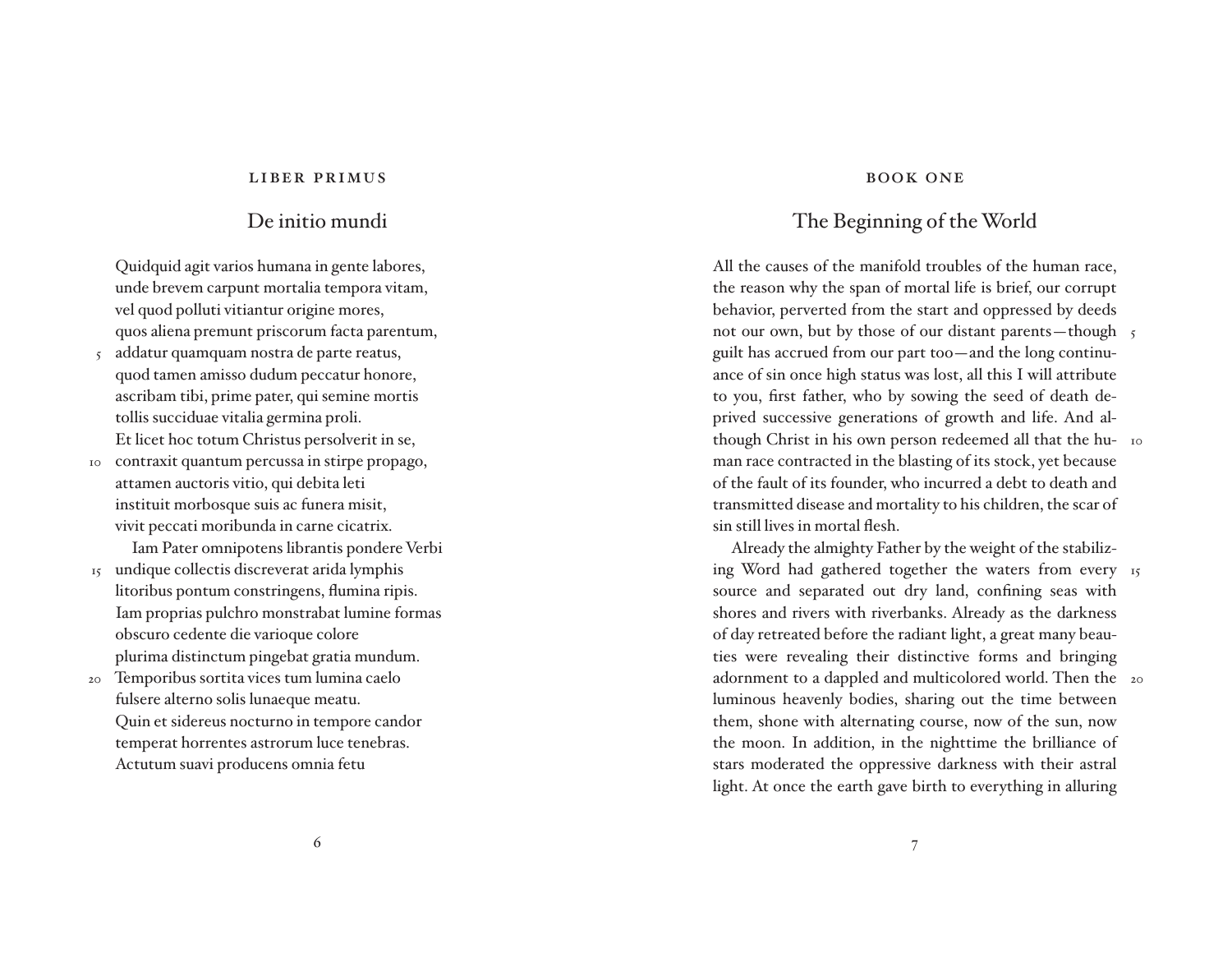## LIBER PRIMUS

### De initio mundi

Quidquid agit varios humana in gente labores,
unde brevem carpunt mortalia tempora vitam,
vel quod polluti vitiantur origine mores,
quos aliena premunt priscorum facta parentum,
5 addatur quamquam nostra de parte reatus,
quod tamen amisso dudum peccatur honore,
ascribam tibi, prime pater, qui semine mortis
tollis succiduae vitalia germina proli.
Et licet hoc totum Christus persolverit in se,
10 contraxit quantum percussa in stirpe propago,
attamen auctoris vitio, qui debita leti
instituit morbosque suis ac funera misit,
vivit peccati moribunda in carne cicatrix.
Iam Pater omnipotens librantis pondere Verbi
15 undique collectis discreverat arida lymphis
litoribus pontum constringens, flumina ripis.
Iam proprias pulchro monstrabat lumine formas
obscuro cedente die varioque colore
plurima distinctum pingebat gratia mundum.
20 Temporibus sortita vices tum lumina caelo
fulsere alterno solis lunaeque meatu.
Quin et sidereus nocturno in tempore candor
temperat horrentes astrorum luce tenebras.
Actutum suavi producens omnia fetu

## BOOK ONE

### The Beginning of the World

All the causes of the manifold troubles of the human race, the reason why the span of mortal life is brief, our corrupt behavior, perverted from the start and oppressed by deeds not our own, but by those of our distant parents—though 5 guilt has accrued from our part too—and the long continuance of sin once high status was lost, all this I will attribute to you, first father, who by sowing the seed of death deprived successive generations of growth and life. And although Christ in his own person redeemed all that the hu- 10 man race contracted in the blasting of its stock, yet because of the fault of its founder, who incurred a debt to death and transmitted disease and mortality to his children, the scar of sin still lives in mortal flesh.

Already the almighty Father by the weight of the stabilizing Word had gathered together the waters from every 15 source and separated out dry land, confining seas with shores and rivers with riverbanks. Already as the darkness of day retreated before the radiant light, a great many beauties were revealing their distinctive forms and bringing adornment to a dappled and multicolored world. Then the 20 luminous heavenly bodies, sharing out the time between them, shone with alternating course, now of the sun, now the moon. In addition, in the nighttime the brilliance of stars moderated the oppressive darkness with their astral light. At once the earth gave birth to everything in alluring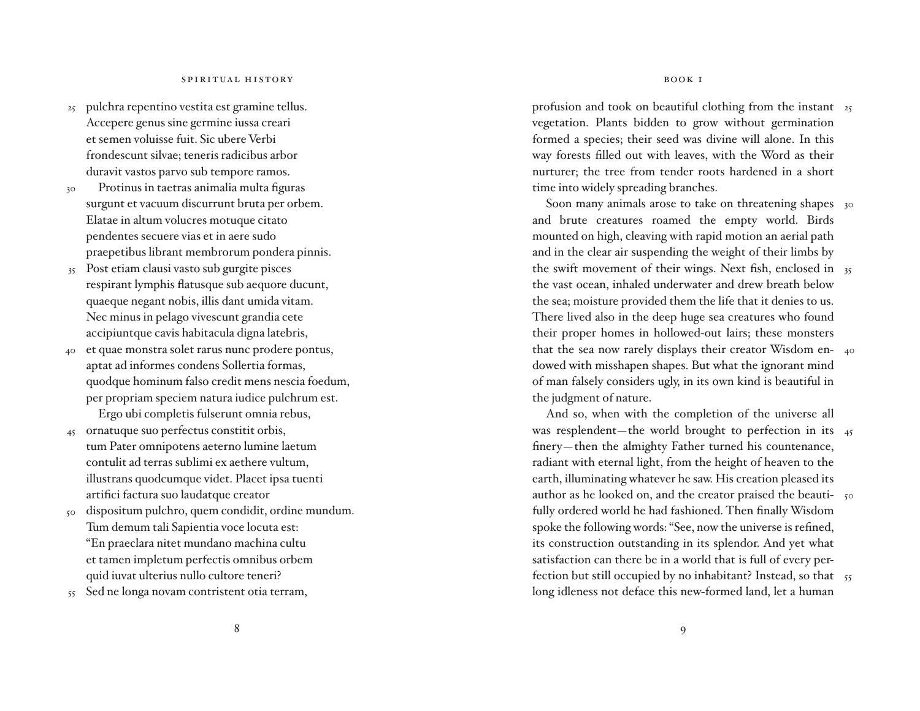25 pulchra repentino vestita est gramine tellus.
Accepere genus sine germine iussa creari
et semen voluisse fuit. Sic ubere Verbi
frondescunt silvae; teneris radicibus arbor
duravit vastos parvo sub tempore ramos.

30 Protinus in taetras animalia multa figuras
surgunt et vacuum discurrunt bruta per orbem.
Elatae in altum volucres motuque citato
pendentes secuere vias et in aere sudo
praepetibus librant membrorum pondera pinnis.
35 Post etiam clausi vasto sub gurgite pisces
respirant lymphis flatusque sub aequore ducunt,
quaeque negant nobis, illis dant umida vitam.
Nec minus in pelago vivescunt grandia cete
accipiuntque cavis habitacula digna latebris,
40 et quae monstra solet rarus nunc prodere pontus,
aptat ad informes condens Sollertia formas,
quodque hominum falso credit mens nescia foedum,
per propriam speciem natura iudice pulchrum est.

Ergo ubi completis fulserunt omnia rebus,
45 ornatuque suo perfectus constitit orbis,
tum Pater omnipotens aeterno lumine laetum
contulit ad terras sublimi ex aethere vultum,
illustrans quodcumque videt. Placet ipsa tuenti
artifici factura suo laudatque creator
50 dispositum pulchro, quem condidit, ordine mundum.
Tum demum tali Sapientia voce locuta est:
"En praeclara nitet mundano machina cultu
et tamen impletum perfectis omnibus orbem
quid iuvat ulterius nullo cultore teneri?
55 Sed ne longa novam contristent otia terram,

profusion and took on beautiful clothing from the instant 25 vegetation. Plants bidden to grow without germination formed a species; their seed was divine will alone. In this way forests filled out with leaves, with the Word as their nurturer; the tree from tender roots hardened in a short time into widely spreading branches.

Soon many animals arose to take on threatening shapes 30 and brute creatures roamed the empty world. Birds mounted on high, cleaving with rapid motion an aerial path and in the clear air suspending the weight of their limbs by the swift movement of their wings. Next fish, enclosed in 35 the vast ocean, inhaled underwater and drew breath below the sea; moisture provided them the life that it denies to us. There lived also in the deep huge sea creatures who found their proper homes in hollowed-out lairs; these monsters that the sea now rarely displays their creator Wisdom en- 40 dowed with misshapen shapes. But what the ignorant mind of man falsely considers ugly, in its own kind is beautiful in the judgment of nature.

And so, when with the completion of the universe all was resplendent—the world brought to perfection in its 45 finery—then the almighty Father turned his countenance, radiant with eternal light, from the height of heaven to the earth, illuminating whatever he saw. His creation pleased its author as he looked on, and the creator praised the beauti- 50 fully ordered world he had fashioned. Then finally Wisdom spoke the following words: "See, now the universe is refined, its construction outstanding in its splendor. And yet what satisfaction can there be in a world that is full of every perfection but still occupied by no inhabitant? Instead, so that 55 long idleness not deface this new-formed land, let a human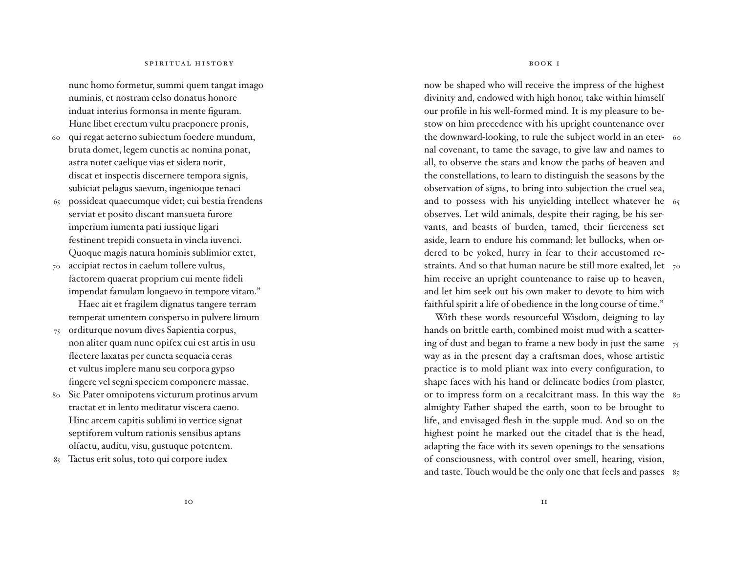nunc homo formetur, summi quem tangat imago
numinis, et nostram celso donatus honore
induat interius formonsa in mente figuram.
Hunc libet erectum vultu praeponere pronis,
60 qui regat aeterno subiectum foedere mundum,
bruta domet, legem cunctis ac nomina ponat,
astra notet caelique vias et sidera norit,
discat et inspectis discernere tempora signis,
subiciat pelagus saevum, ingenioque tenaci
65 possideat quaecumque videt; cui bestia frendens
serviat et posito discant mansueta furore
imperium iumenta pati iussique ligari
festinent trepidi consueta in vincla iuvenci.
Quoque magis natura hominis sublimior extet,
70 accipiat rectos in caelum tollere vultus,
factorem quaerat proprium cui mente fideli
impendat famulam longaevo in tempore vitam."

Haec ait et fragilem dignatus tangere terram
temperat umentem consperso in pulvere limum
75 orditurque novum dives Sapientia corpus,
non aliter quam nunc opifex cui est artis in usu
flectere laxatas per cuncta sequacia ceras
et vultus implere manu seu corpora gypso
fingere vel segni speciem componere massae.
80 Sic Pater omnipotens victurum protinus arvum
tractat et in lento meditatur viscera caeno.
Hinc arcem capitis sublimi in vertice signat
septiforem vultum rationis sensibus aptans
olfactu, auditu, visu, gustuque potentem.
85 Tactus erit solus, toto qui corpore iudex

now be shaped who will receive the impress of the highest divinity and, endowed with high honor, take within himself our profile in his well-formed mind. It is my pleasure to bestow on him precedence with his upright countenance over the downward-looking, to rule the subject world in an eternal covenant, (60) to tame the savage, to give law and names to all, to observe the stars and know the paths of heaven and the constellations, to learn to distinguish the seasons by the observation of signs, to bring into subjection the cruel sea, and to possess with his unyielding intellect whatever he (65) observes. Let wild animals, despite their raging, be his servants, and beasts of burden, tamed, their fierceness set aside, learn to endure his command; let bullocks, when ordered to be yoked, hurry in fear to their accustomed restraints. And so that human nature be still more exalted, let (70) him receive an upright countenance to raise up to heaven, and let him seek out his own maker to devote to him with faithful spirit a life of obedience in the long course of time."

With these words resourceful Wisdom, deigning to lay hands on brittle earth, combined moist mud with a scattering of dust and began to frame a new body in just the same (75) way as in the present day a craftsman does, whose artistic practice is to mold pliant wax into every configuration, to shape faces with his hand or delineate bodies from plaster, or to impress form on a recalcitrant mass. In this way the (80) almighty Father shaped the earth, soon to be brought to life, and envisaged flesh in the supple mud. And so on the highest point he marked out the citadel that is the head, adapting the face with its seven openings to the sensations of consciousness, with control over smell, hearing, vision, and taste. Touch would be the only one that feels and passes (85)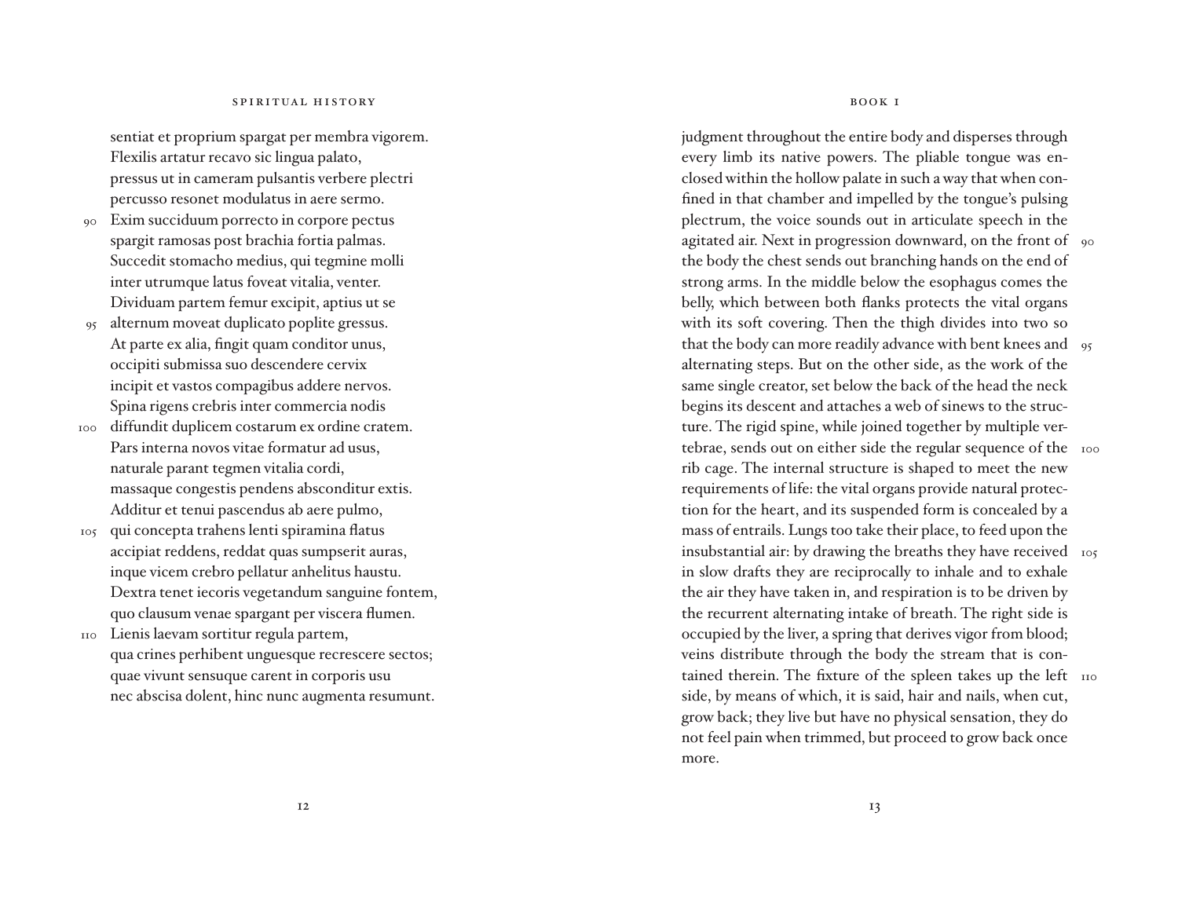sentiat et proprium spargat per membra vigorem.
Flexilis artatur recavo sic lingua palato,
pressus ut in cameram pulsantis verbere plectri
percusso resonet modulatus in aere sermo.
90 Exim succiduum porrecto in corpore pectus
spargit ramosas post brachia fortia palmas.
Succedit stomacho medius, qui tegmine molli
inter utrumque latus foveat vitalia, venter.
Dividuam partem femur excipit, aptius ut se
95 alternum moveat duplicato poplite gressus.
At parte ex alia, fingit quam conditor unus,
occipiti submissa suo descendere cervix
incipit et vastos compagibus addere nervos.
Spina rigens crebris inter commercia nodis
100 diffundit duplicem costarum ex ordine cratem.
Pars interna novos vitae formatur ad usus,
naturale parant tegmen vitalia cordi,
massaque congestis pendens absconditur extis.
Additur et tenui pascendus ab aere pulmo,
105 qui concepta trahens lenti spiramina flatus
accipiat reddens, reddat quas sumpserit auras,
inque vicem crebro pellatur anhelitus haustu.
Dextra tenet iecoris vegetandum sanguine fontem,
quo clausum venae spargant per viscera flumen.
110 Lienis laevam sortitur regula partem,
qua crines perhibent unguesque recrescere sectos;
quae vivunt sensuque carent in corporis usu
nec abscisa dolent, hinc nunc augmenta resumunt.

judgment throughout the entire body and disperses through every limb its native powers. The pliable tongue was enclosed within the hollow palate in such a way that when confined in that chamber and impelled by the tongue's pulsing plectrum, the voice sounds out in articulate speech in the agitated air. Next in progression downward, on the front of (90) the body the chest sends out branching hands on the end of strong arms. In the middle below the esophagus comes the belly, which between both flanks protects the vital organs with its soft covering. Then the thigh divides into two so that the body can more readily advance with bent knees and (95) alternating steps. But on the other side, as the work of the same single creator, set below the back of the head the neck begins its descent and attaches a web of sinews to the structure. The rigid spine, while joined together by multiple vertebrae, sends out on either side the regular sequence of the (100) rib cage. The internal structure is shaped to meet the new requirements of life: the vital organs provide natural protection for the heart, and its suspended form is concealed by a mass of entrails. Lungs too take their place, to feed upon the insubstantial air: by drawing the breaths they have received (105) in slow drafts they are reciprocally to inhale and to exhale the air they have taken in, and respiration is to be driven by the recurrent alternating intake of breath. The right side is occupied by the liver, a spring that derives vigor from blood; veins distribute through the body the stream that is contained therein. The fixture of the spleen takes up the left (110) side, by means of which, it is said, hair and nails, when cut, grow back; they live but have no physical sensation, they do not feel pain when trimmed, but proceed to grow back once more.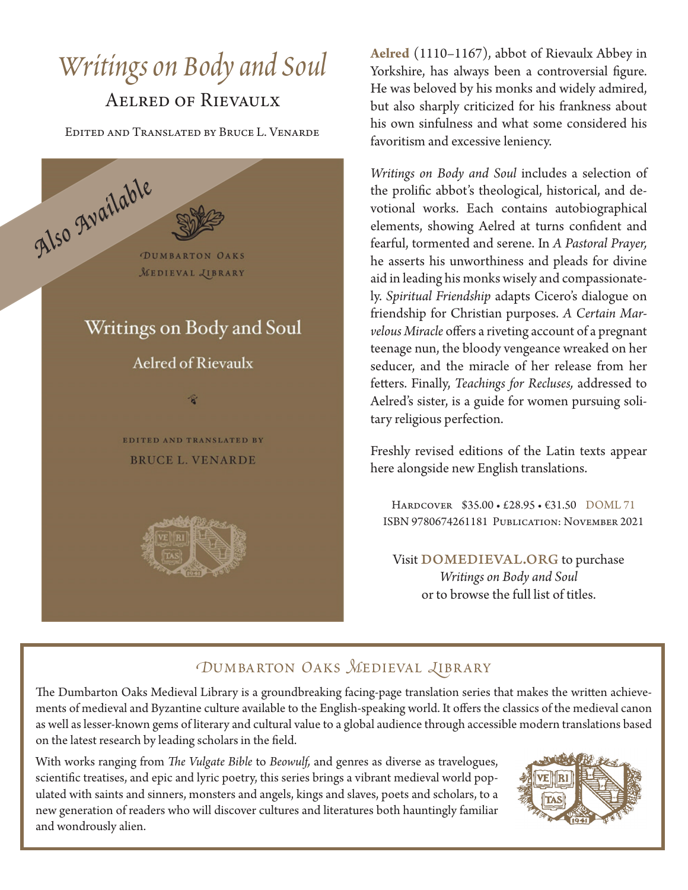# *Writings on Body and Soul*

## Aelred of Rievaulx

Edited and Translated by Bruce L. Venarde

Also Available

Dumbarton Oaks Medieval Library

Writings on Body and Soul

Aelred of Rievaulx

Edited and Translated by

Bruce L. Venarde

**Aelred** (1110–1167), abbot of Rievaulx Abbey in Yorkshire, has always been a controversial figure. He was beloved by his monks and widely admired, but also sharply criticized for his frankness about his own sinfulness and what some considered his favoritism and excessive leniency.

*Writings on Body and Soul* includes a selection of the prolific abbot's theological, historical, and devotional works. Each contains autobiographical elements, showing Aelred at turns confident and fearful, tormented and serene. In *A Pastoral Prayer,* he asserts his unworthiness and pleads for divine aid in leading his monks wisely and compassionately. *Spiritual Friendship* adapts Cicero's dialogue on friendship for Christian purposes. *A Certain Marvelous Miracle* offers a riveting account of a pregnant teenage nun, the bloody vengeance wreaked on her seducer, and the miracle of her release from her fetters. Finally, *Teachings for Recluses,* addressed to Aelred's sister, is a guide for women pursuing solitary religious perfection.

Freshly revised editions of the Latin texts appear here alongside new English translations.

Hardcover $35.00 • £28.95 • €31.50 DOML 71
ISBN 9780674261181 Publication: November 2021

Visit DOMEDIEVAL.ORG to purchase *Writings on Body and Soul* or to browse the full list of titles.

## Dumbarton Oaks Medieval Library

The Dumbarton Oaks Medieval Library is a groundbreaking facing-page translation series that makes the written achievements of medieval and Byzantine culture available to the English-speaking world. It offers the classics of the medieval canon as well as lesser-known gems of literary and cultural value to a global audience through accessible modern translations based on the latest research by leading scholars in the field.

With works ranging from *The Vulgate Bible* to *Beowulf,* and genres as diverse as travelogues, scientific treatises, and epic and lyric poetry, this series brings a vibrant medieval world populated with saints and sinners, monsters and angels, kings and slaves, poets and scholars, to a new generation of readers who will discover cultures and literatures both hauntingly familiar and wondrously alien.